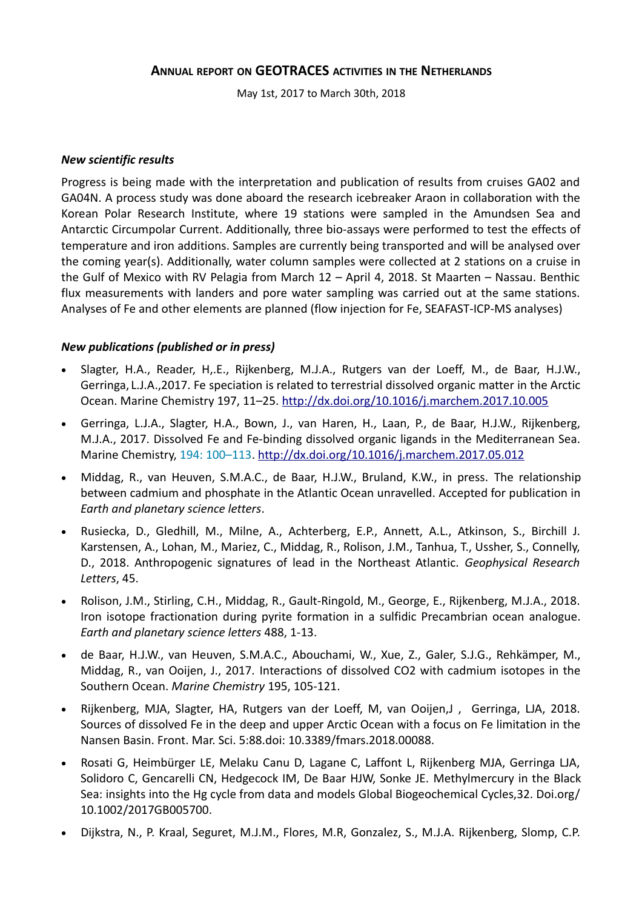# Annual report on GEOTRACES activities in the Netherlands

May 1st, 2017 to March 30th, 2018

### *New scientific results*

Progress is being made with the interpretation and publication of results from cruises GA02 and GA04N. A process study was done aboard the research icebreaker Araon in collaboration with the Korean Polar Research Institute, where 19 stations were sampled in the Amundsen Sea and Antarctic Circumpolar Current. Additionally, three bio-assays were performed to test the effects of temperature and iron additions. Samples are currently being transported and will be analysed over the coming year(s). Additionally, water column samples were collected at 2 stations on a cruise in the Gulf of Mexico with RV Pelagia from March 12 – April 4, 2018. St Maarten – Nassau. Benthic flux measurements with landers and pore water sampling was carried out at the same stations. Analyses of Fe and other elements are planned (flow injection for Fe, SEAFAST-ICP-MS analyses)

### *New publications (published or in press)*

- Slagter, H.A., Reader, H,.E., Rijkenberg, M.J.A., Rutgers van der Loeff, M., de Baar, H.J.W., Gerringa, L.J.A.,2017. Fe speciation is related to terrestrial dissolved organic matter in the Arctic Ocean. Marine Chemistry 197, 11–25. http://dx.doi.org/10.1016/j.marchem.2017.10.005
- Gerringa, L.J.A., Slagter, H.A., Bown, J., van Haren, H., Laan, P., de Baar, H.J.W., Rijkenberg, M.J.A., 2017. Dissolved Fe and Fe-binding dissolved organic ligands in the Mediterranean Sea. Marine Chemistry, 194: 100–113. http://dx.doi.org/10.1016/j.marchem.2017.05.012
- Middag, R., van Heuven, S.M.A.C., de Baar, H.J.W., Bruland, K.W., in press. The relationship between cadmium and phosphate in the Atlantic Ocean unravelled. Accepted for publication in *Earth and planetary science letters*.
- Rusiecka, D., Gledhill, M., Milne, A., Achterberg, E.P., Annett, A.L., Atkinson, S., Birchill J. Karstensen, A., Lohan, M., Mariez, C., Middag, R., Rolison, J.M., Tanhua, T., Ussher, S., Connelly, D., 2018. Anthropogenic signatures of lead in the Northeast Atlantic. *Geophysical Research Letters*, 45.
- Rolison, J.M., Stirling, C.H., Middag, R., Gault-Ringold, M., George, E., Rijkenberg, M.J.A., 2018. Iron isotope fractionation during pyrite formation in a sulfidic Precambrian ocean analogue. *Earth and planetary science letters* 488, 1-13.
- de Baar, H.J.W., van Heuven, S.M.A.C., Abouchami, W., Xue, Z., Galer, S.J.G., Rehkämper, M., Middag, R., van Ooijen, J., 2017. Interactions of dissolved CO2 with cadmium isotopes in the Southern Ocean. *Marine Chemistry* 195, 105-121.
- Rijkenberg, MJA, Slagter, HA, Rutgers van der Loeff, M, van Ooijen,J , Gerringa, LJA, 2018. Sources of dissolved Fe in the deep and upper Arctic Ocean with a focus on Fe limitation in the Nansen Basin. Front. Mar. Sci. 5:88.doi: 10.3389/fmars.2018.00088.
- Rosati G, Heimbürger LE, Melaku Canu D, Lagane C, Laffont L, Rijkenberg MJA, Gerringa LJA, Solidoro C, Gencarelli CN, Hedgecock IM, De Baar HJW, Sonke JE. Methylmercury in the Black Sea: insights into the Hg cycle from data and models Global Biogeochemical Cycles,32. Doi.org/ 10.1002/2017GB005700.
- Dijkstra, N., P. Kraal, Seguret, M.J.M., Flores, M.R, Gonzalez, S., M.J.A. Rijkenberg, Slomp, C.P.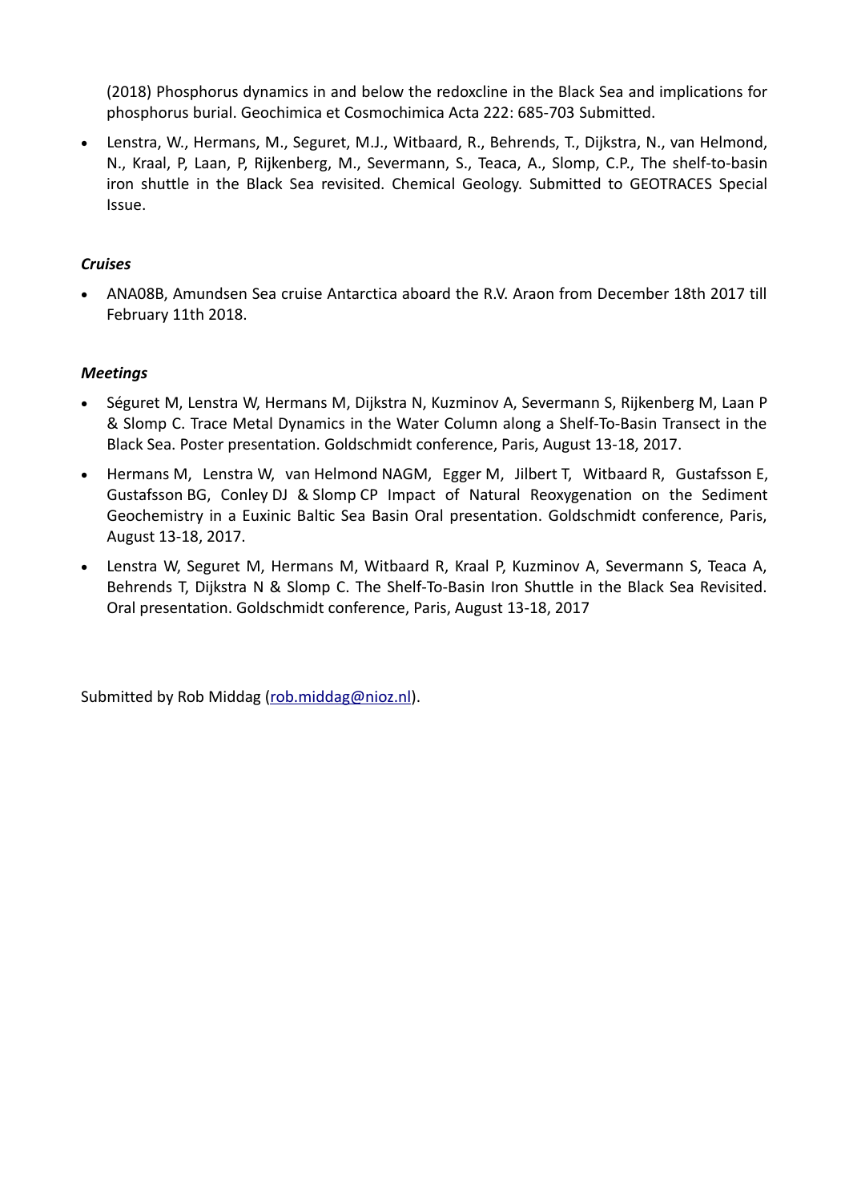(2018) Phosphorus dynamics in and below the redoxcline in the Black Sea and implications for phosphorus burial. Geochimica et Cosmochimica Acta 222: 685-703 Submitted.

- Lenstra, W., Hermans, M., Seguret, M.J., Witbaard, R., Behrends, T., Dijkstra, N., van Helmond, N., Kraal, P, Laan, P, Rijkenberg, M., Severmann, S., Teaca, A., Slomp, C.P., The shelf-to-basin iron shuttle in the Black Sea revisited. Chemical Geology. Submitted to GEOTRACES Special Issue.

### *Cruises*

- ANA08B, Amundsen Sea cruise Antarctica aboard the R.V. Araon from December 18th 2017 till February 11th 2018.

### *Meetings*

- Séguret M, Lenstra W, Hermans M, Dijkstra N, Kuzminov A, Severmann S, Rijkenberg M, Laan P & Slomp C. Trace Metal Dynamics in the Water Column along a Shelf-To-Basin Transect in the Black Sea. Poster presentation. Goldschmidt conference, Paris, August 13-18, 2017.
- Hermans M, Lenstra W, van Helmond NAGM, Egger M, Jilbert T, Witbaard R, Gustafsson E, Gustafsson BG, Conley DJ & Slomp CP Impact of Natural Reoxygenation on the Sediment Geochemistry in a Euxinic Baltic Sea Basin Oral presentation. Goldschmidt conference, Paris, August 13-18, 2017.
- Lenstra W, Seguret M, Hermans M, Witbaard R, Kraal P, Kuzminov A, Severmann S, Teaca A, Behrends T, Dijkstra N & Slomp C. The Shelf-To-Basin Iron Shuttle in the Black Sea Revisited. Oral presentation. Goldschmidt conference, Paris, August 13-18, 2017

Submitted by Rob Middag (rob.middag@nioz.nl).